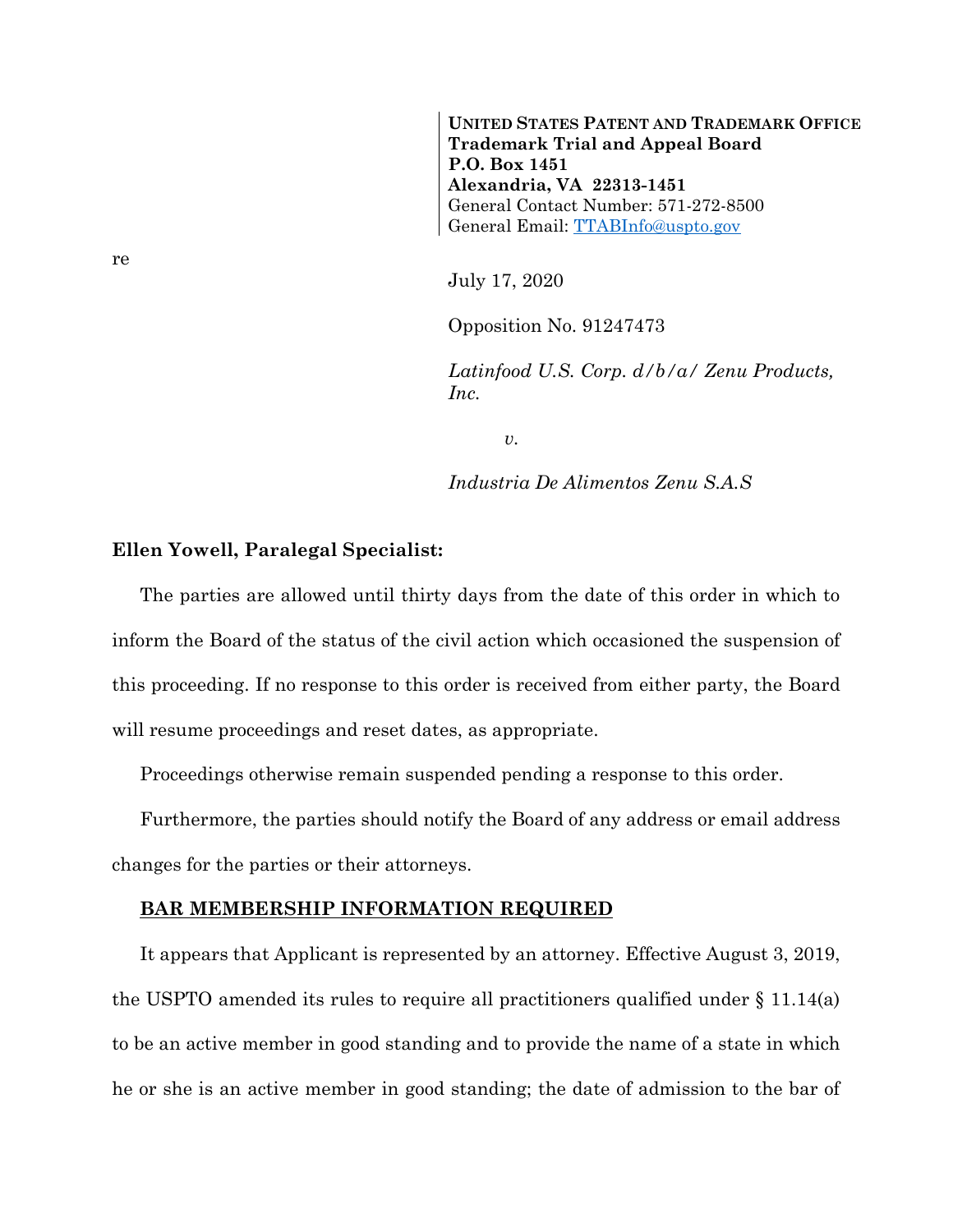**UNITED STATES PATENT AND TRADEMARK OFFICE**
**Trademark Trial and Appeal Board**
**P.O. Box 1451**
**Alexandria, VA 22313-1451**
General Contact Number: 571-272-8500
General Email: TTABInfo@uspto.gov

re

July 17, 2020

Opposition No. 91247473

*Latinfood U.S. Corp. d/b/a/ Zenu Products, Inc.*

*v.*

*Industria De Alimentos Zenu S.A.S*

**Ellen Yowell, Paralegal Specialist:**

The parties are allowed until thirty days from the date of this order in which to inform the Board of the status of the civil action which occasioned the suspension of this proceeding. If no response to this order is received from either party, the Board will resume proceedings and reset dates, as appropriate.

Proceedings otherwise remain suspended pending a response to this order.

Furthermore, the parties should notify the Board of any address or email address changes for the parties or their attorneys.

**BAR MEMBERSHIP INFORMATION REQUIRED**

It appears that Applicant is represented by an attorney. Effective August 3, 2019, the USPTO amended its rules to require all practitioners qualified under § 11.14(a) to be an active member in good standing and to provide the name of a state in which he or she is an active member in good standing; the date of admission to the bar of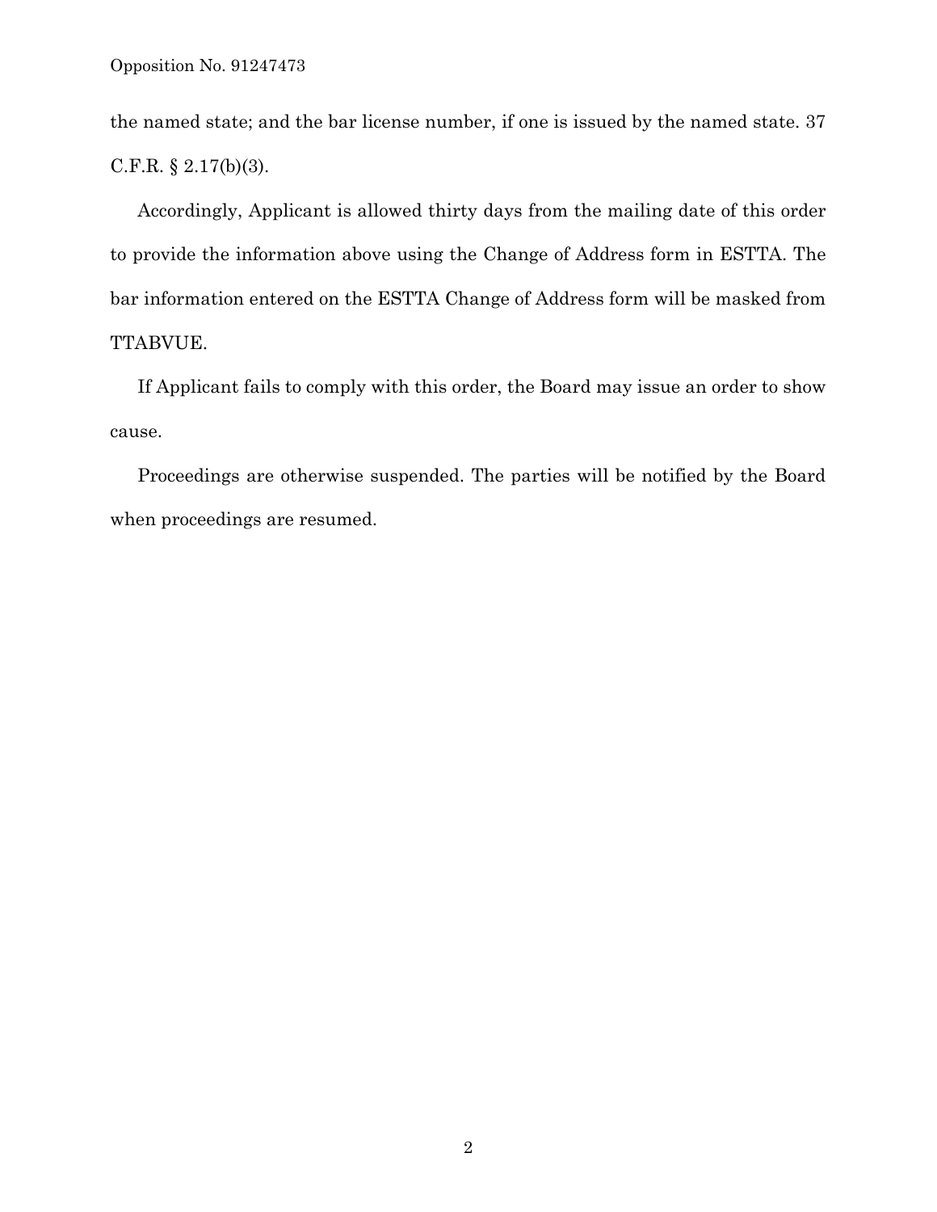the named state; and the bar license number, if one is issued by the named state. 37 C.F.R. § 2.17(b)(3).

Accordingly, Applicant is allowed thirty days from the mailing date of this order to provide the information above using the Change of Address form in ESTTA. The bar information entered on the ESTTA Change of Address form will be masked from TTABVUE.

If Applicant fails to comply with this order, the Board may issue an order to show cause.

Proceedings are otherwise suspended. The parties will be notified by the Board when proceedings are resumed.